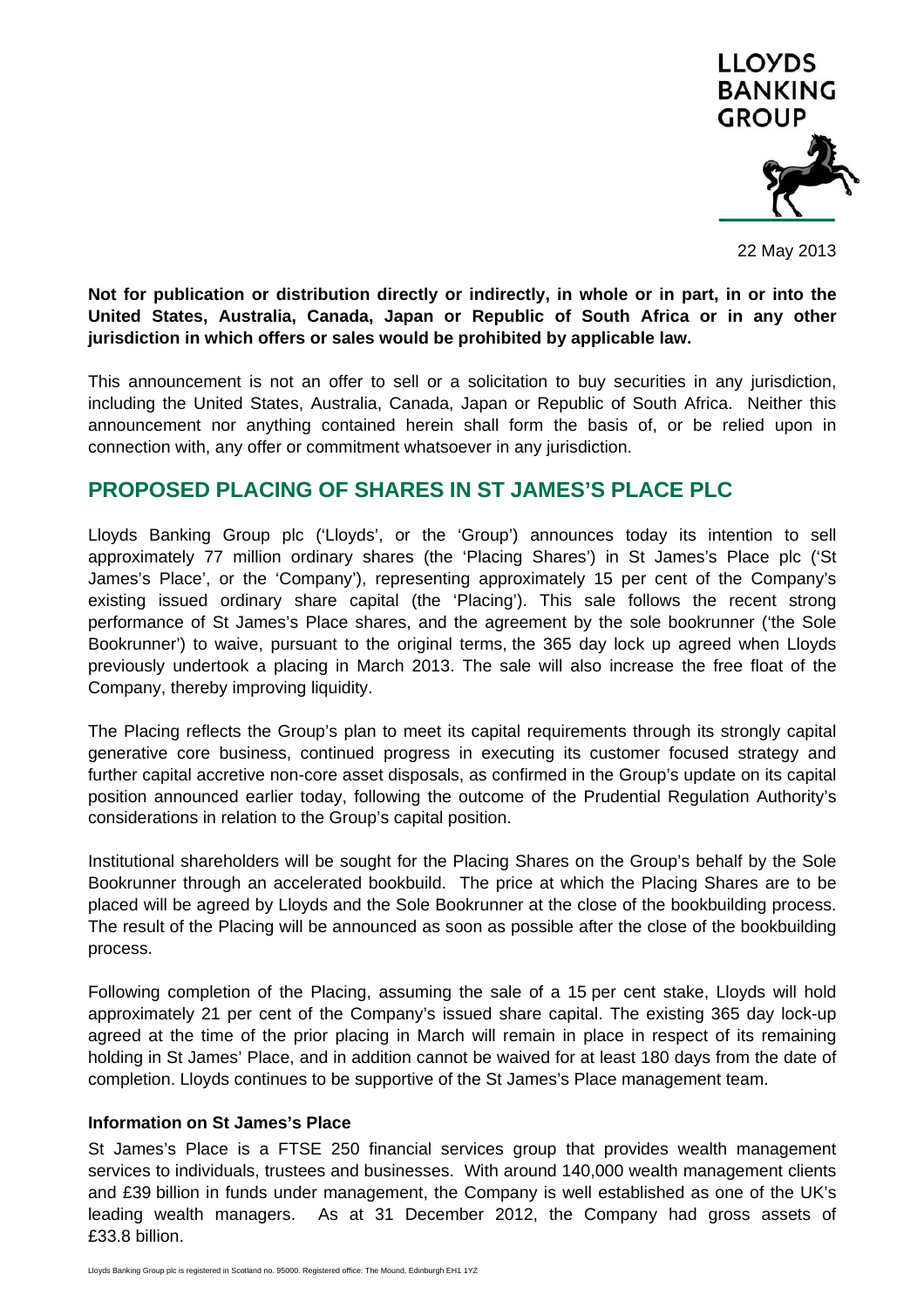LLOYDS BANKING GROUP

22 May 2013

**Not for publication or distribution directly or indirectly, in whole or in part, in or into the United States, Australia, Canada, Japan or Republic of South Africa or in any other jurisdiction in which offers or sales would be prohibited by applicable law.**

This announcement is not an offer to sell or a solicitation to buy securities in any jurisdiction, including the United States, Australia, Canada, Japan or Republic of South Africa. Neither this announcement nor anything contained herein shall form the basis of, or be relied upon in connection with, any offer or commitment whatsoever in any jurisdiction.

# PROPOSED PLACING OF SHARES IN ST JAMES'S PLACE PLC

Lloyds Banking Group plc ('Lloyds', or the 'Group') announces today its intention to sell approximately 77 million ordinary shares (the 'Placing Shares') in St James's Place plc ('St James's Place', or the 'Company'), representing approximately 15 per cent of the Company's existing issued ordinary share capital (the 'Placing'). This sale follows the recent strong performance of St James's Place shares, and the agreement by the sole bookrunner ('the Sole Bookrunner') to waive, pursuant to the original terms, the 365 day lock up agreed when Lloyds previously undertook a placing in March 2013. The sale will also increase the free float of the Company, thereby improving liquidity.

The Placing reflects the Group's plan to meet its capital requirements through its strongly capital generative core business, continued progress in executing its customer focused strategy and further capital accretive non-core asset disposals, as confirmed in the Group's update on its capital position announced earlier today, following the outcome of the Prudential Regulation Authority's considerations in relation to the Group's capital position.

Institutional shareholders will be sought for the Placing Shares on the Group's behalf by the Sole Bookrunner through an accelerated bookbuild. The price at which the Placing Shares are to be placed will be agreed by Lloyds and the Sole Bookrunner at the close of the bookbuilding process. The result of the Placing will be announced as soon as possible after the close of the bookbuilding process.

Following completion of the Placing, assuming the sale of a 15 per cent stake, Lloyds will hold approximately 21 per cent of the Company's issued share capital. The existing 365 day lock-up agreed at the time of the prior placing in March will remain in place in respect of its remaining holding in St James' Place, and in addition cannot be waived for at least 180 days from the date of completion. Lloyds continues to be supportive of the St James's Place management team.

### Information on St James's Place

St James's Place is a FTSE 250 financial services group that provides wealth management services to individuals, trustees and businesses. With around 140,000 wealth management clients and £39 billion in funds under management, the Company is well established as one of the UK's leading wealth managers. As at 31 December 2012, the Company had gross assets of £33.8 billion.

Lloyds Banking Group plc is registered in Scotland no. 95000. Registered office: The Mound, Edinburgh EH1 1YZ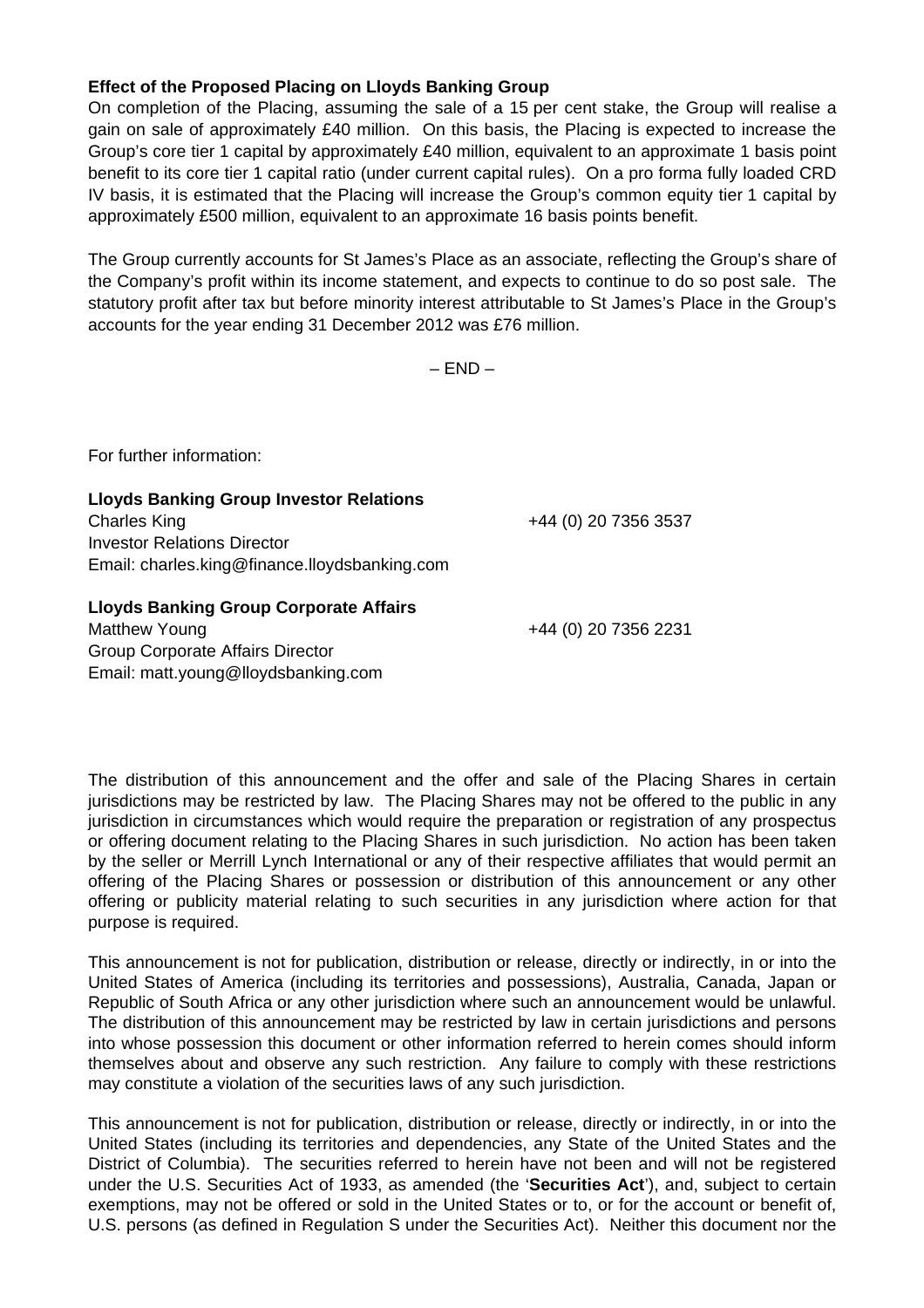**Effect of the Proposed Placing on Lloyds Banking Group**

On completion of the Placing, assuming the sale of a 15 per cent stake, the Group will realise a gain on sale of approximately £40 million. On this basis, the Placing is expected to increase the Group's core tier 1 capital by approximately £40 million, equivalent to an approximate 1 basis point benefit to its core tier 1 capital ratio (under current capital rules). On a pro forma fully loaded CRD IV basis, it is estimated that the Placing will increase the Group's common equity tier 1 capital by approximately £500 million, equivalent to an approximate 16 basis points benefit.

The Group currently accounts for St James's Place as an associate, reflecting the Group's share of the Company's profit within its income statement, and expects to continue to do so post sale. The statutory profit after tax but before minority interest attributable to St James's Place in the Group's accounts for the year ending 31 December 2012 was £76 million.

– END –

For further information:

**Lloyds Banking Group Investor Relations**
Charles King — +44 (0) 20 7356 3537
Investor Relations Director
Email: charles.king@finance.lloydsbanking.com

**Lloyds Banking Group Corporate Affairs**
Matthew Young — +44 (0) 20 7356 2231
Group Corporate Affairs Director
Email: matt.young@lloydsbanking.com

The distribution of this announcement and the offer and sale of the Placing Shares in certain jurisdictions may be restricted by law. The Placing Shares may not be offered to the public in any jurisdiction in circumstances which would require the preparation or registration of any prospectus or offering document relating to the Placing Shares in such jurisdiction. No action has been taken by the seller or Merrill Lynch International or any of their respective affiliates that would permit an offering of the Placing Shares or possession or distribution of this announcement or any other offering or publicity material relating to such securities in any jurisdiction where action for that purpose is required.

This announcement is not for publication, distribution or release, directly or indirectly, in or into the United States of America (including its territories and possessions), Australia, Canada, Japan or Republic of South Africa or any other jurisdiction where such an announcement would be unlawful. The distribution of this announcement may be restricted by law in certain jurisdictions and persons into whose possession this document or other information referred to herein comes should inform themselves about and observe any such restriction. Any failure to comply with these restrictions may constitute a violation of the securities laws of any such jurisdiction.

This announcement is not for publication, distribution or release, directly or indirectly, in or into the United States (including its territories and dependencies, any State of the United States and the District of Columbia). The securities referred to herein have not been and will not be registered under the U.S. Securities Act of 1933, as amended (the '**Securities Act**'), and, subject to certain exemptions, may not be offered or sold in the United States or to, or for the account or benefit of, U.S. persons (as defined in Regulation S under the Securities Act). Neither this document nor the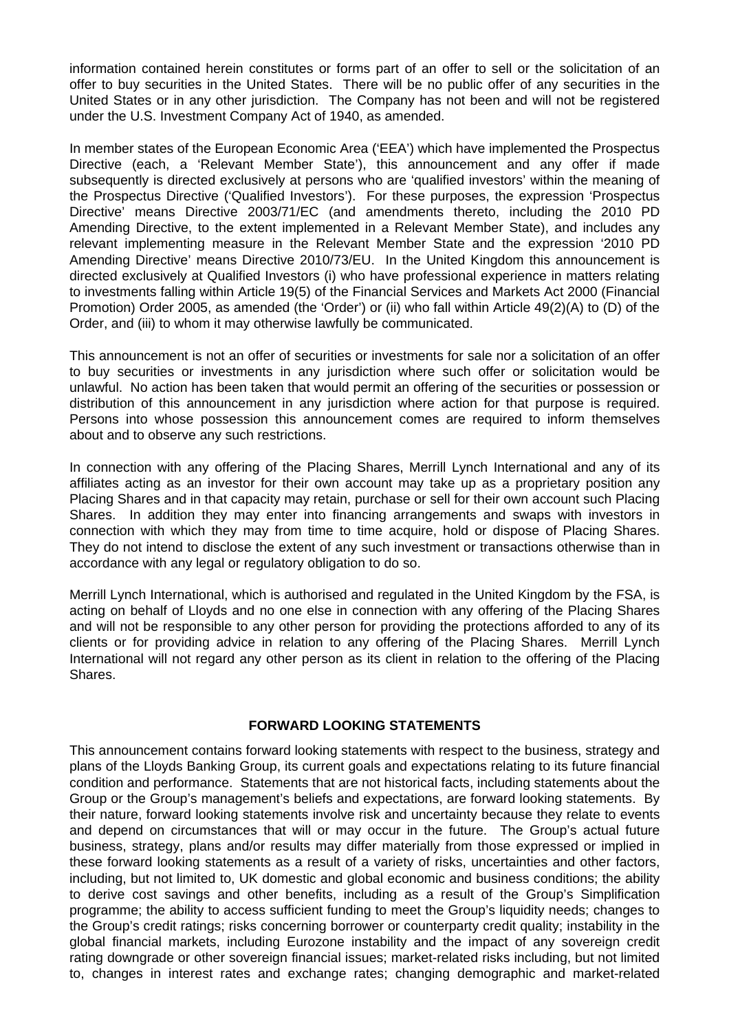information contained herein constitutes or forms part of an offer to sell or the solicitation of an offer to buy securities in the United States. There will be no public offer of any securities in the United States or in any other jurisdiction. The Company has not been and will not be registered under the U.S. Investment Company Act of 1940, as amended.

In member states of the European Economic Area ('EEA') which have implemented the Prospectus Directive (each, a 'Relevant Member State'), this announcement and any offer if made subsequently is directed exclusively at persons who are 'qualified investors' within the meaning of the Prospectus Directive ('Qualified Investors'). For these purposes, the expression 'Prospectus Directive' means Directive 2003/71/EC (and amendments thereto, including the 2010 PD Amending Directive, to the extent implemented in a Relevant Member State), and includes any relevant implementing measure in the Relevant Member State and the expression '2010 PD Amending Directive' means Directive 2010/73/EU. In the United Kingdom this announcement is directed exclusively at Qualified Investors (i) who have professional experience in matters relating to investments falling within Article 19(5) of the Financial Services and Markets Act 2000 (Financial Promotion) Order 2005, as amended (the 'Order') or (ii) who fall within Article 49(2)(A) to (D) of the Order, and (iii) to whom it may otherwise lawfully be communicated.

This announcement is not an offer of securities or investments for sale nor a solicitation of an offer to buy securities or investments in any jurisdiction where such offer or solicitation would be unlawful. No action has been taken that would permit an offering of the securities or possession or distribution of this announcement in any jurisdiction where action for that purpose is required. Persons into whose possession this announcement comes are required to inform themselves about and to observe any such restrictions.

In connection with any offering of the Placing Shares, Merrill Lynch International and any of its affiliates acting as an investor for their own account may take up as a proprietary position any Placing Shares and in that capacity may retain, purchase or sell for their own account such Placing Shares. In addition they may enter into financing arrangements and swaps with investors in connection with which they may from time to time acquire, hold or dispose of Placing Shares. They do not intend to disclose the extent of any such investment or transactions otherwise than in accordance with any legal or regulatory obligation to do so.

Merrill Lynch International, which is authorised and regulated in the United Kingdom by the FSA, is acting on behalf of Lloyds and no one else in connection with any offering of the Placing Shares and will not be responsible to any other person for providing the protections afforded to any of its clients or for providing advice in relation to any offering of the Placing Shares. Merrill Lynch International will not regard any other person as its client in relation to the offering of the Placing Shares.

## FORWARD LOOKING STATEMENTS

This announcement contains forward looking statements with respect to the business, strategy and plans of the Lloyds Banking Group, its current goals and expectations relating to its future financial condition and performance. Statements that are not historical facts, including statements about the Group or the Group's management's beliefs and expectations, are forward looking statements. By their nature, forward looking statements involve risk and uncertainty because they relate to events and depend on circumstances that will or may occur in the future. The Group's actual future business, strategy, plans and/or results may differ materially from those expressed or implied in these forward looking statements as a result of a variety of risks, uncertainties and other factors, including, but not limited to, UK domestic and global economic and business conditions; the ability to derive cost savings and other benefits, including as a result of the Group's Simplification programme; the ability to access sufficient funding to meet the Group's liquidity needs; changes to the Group's credit ratings; risks concerning borrower or counterparty credit quality; instability in the global financial markets, including Eurozone instability and the impact of any sovereign credit rating downgrade or other sovereign financial issues; market-related risks including, but not limited to, changes in interest rates and exchange rates; changing demographic and market-related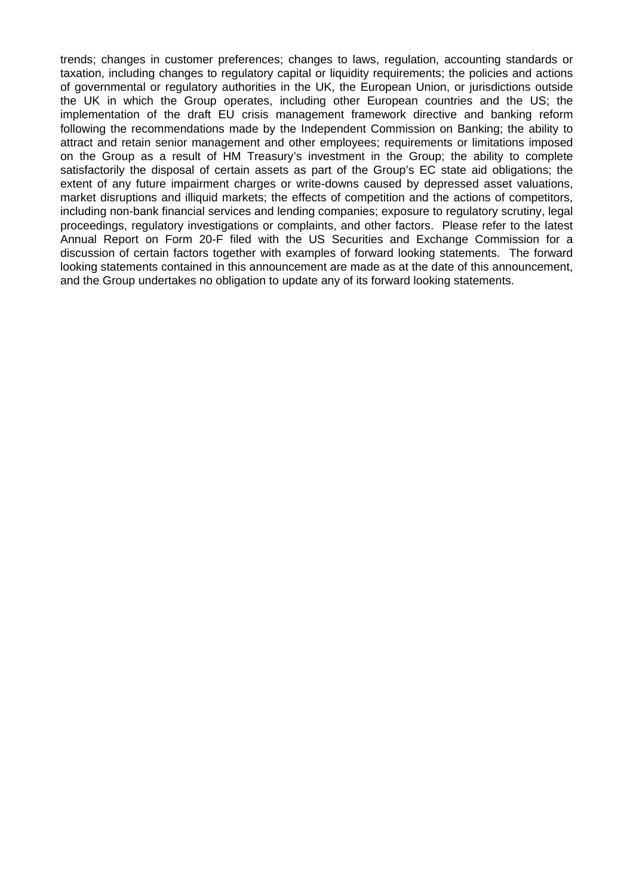trends; changes in customer preferences; changes to laws, regulation, accounting standards or taxation, including changes to regulatory capital or liquidity requirements; the policies and actions of governmental or regulatory authorities in the UK, the European Union, or jurisdictions outside the UK in which the Group operates, including other European countries and the US; the implementation of the draft EU crisis management framework directive and banking reform following the recommendations made by the Independent Commission on Banking; the ability to attract and retain senior management and other employees; requirements or limitations imposed on the Group as a result of HM Treasury's investment in the Group; the ability to complete satisfactorily the disposal of certain assets as part of the Group's EC state aid obligations; the extent of any future impairment charges or write-downs caused by depressed asset valuations, market disruptions and illiquid markets; the effects of competition and the actions of competitors, including non-bank financial services and lending companies; exposure to regulatory scrutiny, legal proceedings, regulatory investigations or complaints, and other factors. Please refer to the latest Annual Report on Form 20-F filed with the US Securities and Exchange Commission for a discussion of certain factors together with examples of forward looking statements. The forward looking statements contained in this announcement are made as at the date of this announcement, and the Group undertakes no obligation to update any of its forward looking statements.